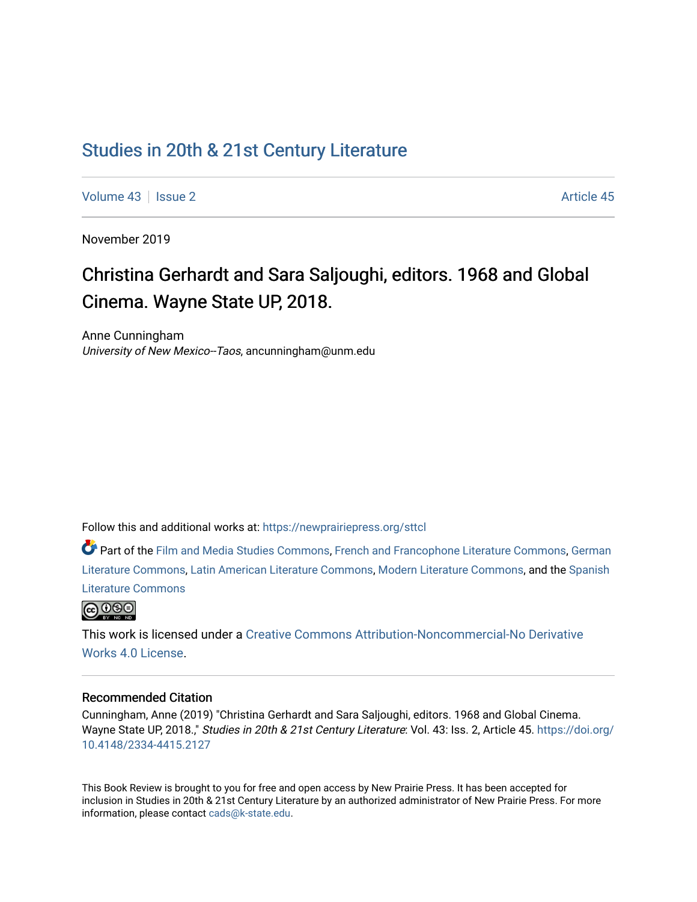# Studies in 20th & 21st Century Literature

Volume 43 | Issue 2 | Article 45

November 2019

## Christina Gerhardt and Sara Saljoughi, editors. 1968 and Global Cinema. Wayne State UP, 2018.

Anne Cunningham
*University of New Mexico--Taos*, ancunningham@unm.edu

Follow this and additional works at: https://newprairiepress.org/sttcl

Part of the Film and Media Studies Commons, French and Francophone Literature Commons, German Literature Commons, Latin American Literature Commons, Modern Literature Commons, and the Spanish Literature Commons

This work is licensed under a Creative Commons Attribution-Noncommercial-No Derivative Works 4.0 License.

### Recommended Citation

Cunningham, Anne (2019) "Christina Gerhardt and Sara Saljoughi, editors. 1968 and Global Cinema. Wayne State UP, 2018.," *Studies in 20th & 21st Century Literature*: Vol. 43: Iss. 2, Article 45. https://doi.org/10.4148/2334-4415.2127

This Book Review is brought to you for free and open access by New Prairie Press. It has been accepted for inclusion in Studies in 20th & 21st Century Literature by an authorized administrator of New Prairie Press. For more information, please contact cads@k-state.edu.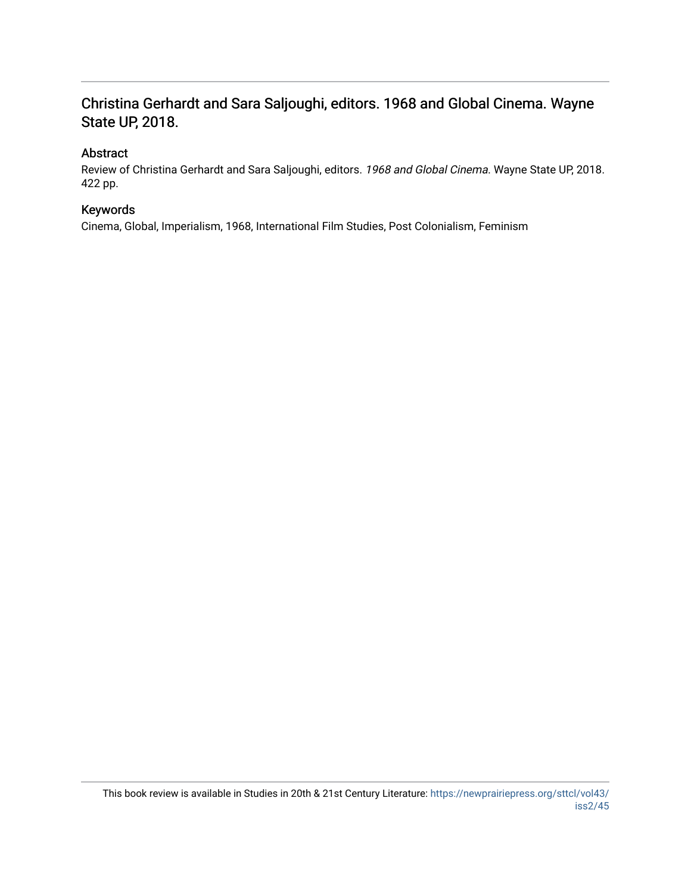## Christina Gerhardt and Sara Saljoughi, editors. 1968 and Global Cinema. Wayne State UP, 2018.

### Abstract

Review of Christina Gerhardt and Sara Saljoughi, editors. *1968 and Global Cinema.* Wayne State UP, 2018. 422 pp.

### Keywords

Cinema, Global, Imperialism, 1968, International Film Studies, Post Colonialism, Feminism

This book review is available in Studies in 20th & 21st Century Literature: https://newprairiepress.org/sttcl/vol43/iss2/45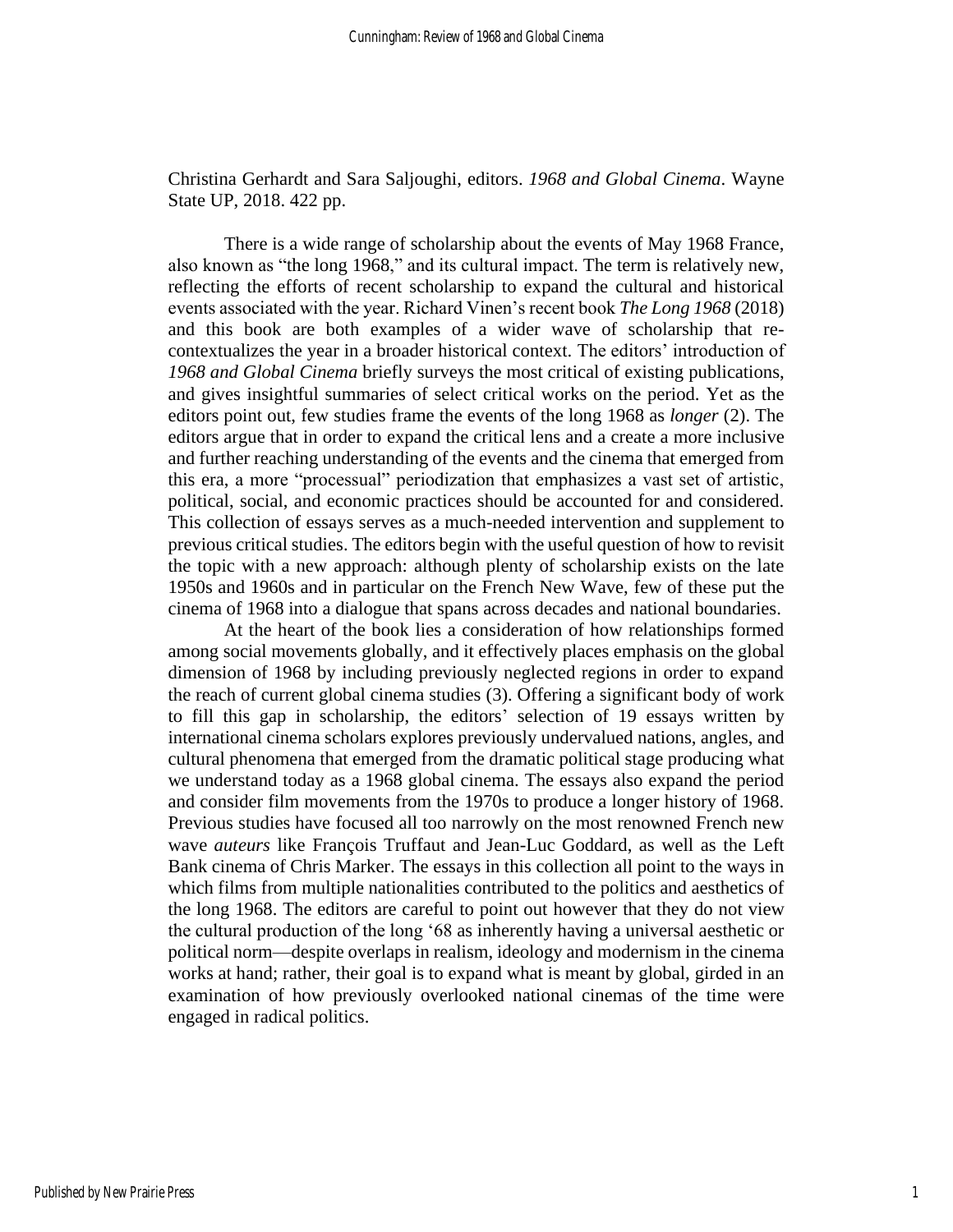Christina Gerhardt and Sara Saljoughi, editors. *1968 and Global Cinema*. Wayne State UP, 2018. 422 pp.

There is a wide range of scholarship about the events of May 1968 France, also known as "the long 1968," and its cultural impact. The term is relatively new, reflecting the efforts of recent scholarship to expand the cultural and historical events associated with the year. Richard Vinen's recent book *The Long 1968* (2018) and this book are both examples of a wider wave of scholarship that re-contextualizes the year in a broader historical context. The editors' introduction of *1968 and Global Cinema* briefly surveys the most critical of existing publications, and gives insightful summaries of select critical works on the period. Yet as the editors point out, few studies frame the events of the long 1968 as *longer* (2). The editors argue that in order to expand the critical lens and a create a more inclusive and further reaching understanding of the events and the cinema that emerged from this era, a more "processual" periodization that emphasizes a vast set of artistic, political, social, and economic practices should be accounted for and considered. This collection of essays serves as a much-needed intervention and supplement to previous critical studies. The editors begin with the useful question of how to revisit the topic with a new approach: although plenty of scholarship exists on the late 1950s and 1960s and in particular on the French New Wave, few of these put the cinema of 1968 into a dialogue that spans across decades and national boundaries.

At the heart of the book lies a consideration of how relationships formed among social movements globally, and it effectively places emphasis on the global dimension of 1968 by including previously neglected regions in order to expand the reach of current global cinema studies (3). Offering a significant body of work to fill this gap in scholarship, the editors' selection of 19 essays written by international cinema scholars explores previously undervalued nations, angles, and cultural phenomena that emerged from the dramatic political stage producing what we understand today as a 1968 global cinema. The essays also expand the period and consider film movements from the 1970s to produce a longer history of 1968. Previous studies have focused all too narrowly on the most renowned French new wave *auteurs* like François Truffaut and Jean-Luc Goddard, as well as the Left Bank cinema of Chris Marker. The essays in this collection all point to the ways in which films from multiple nationalities contributed to the politics and aesthetics of the long 1968. The editors are careful to point out however that they do not view the cultural production of the long '68 as inherently having a universal aesthetic or political norm—despite overlaps in realism, ideology and modernism in the cinema works at hand; rather, their goal is to expand what is meant by global, girded in an examination of how previously overlooked national cinemas of the time were engaged in radical politics.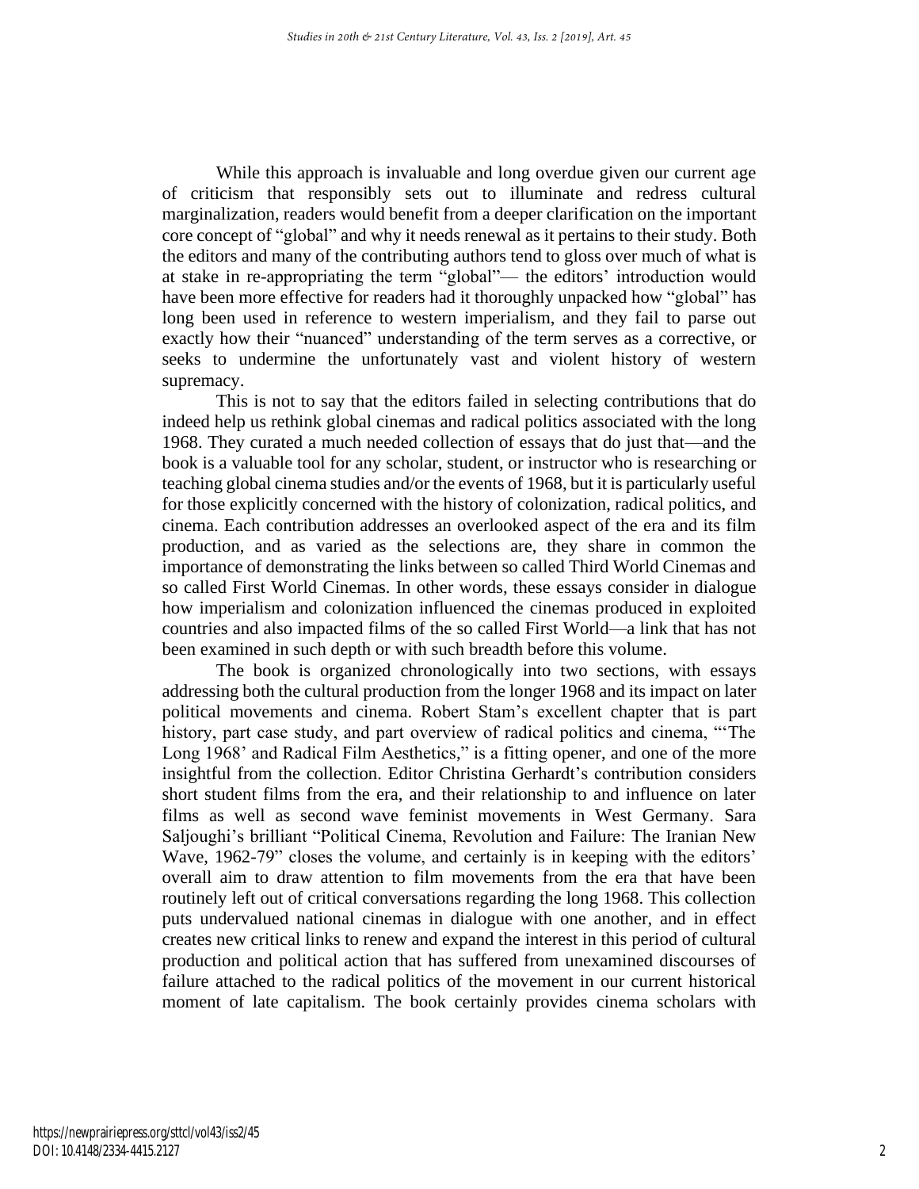While this approach is invaluable and long overdue given our current age of criticism that responsibly sets out to illuminate and redress cultural marginalization, readers would benefit from a deeper clarification on the important core concept of "global" and why it needs renewal as it pertains to their study. Both the editors and many of the contributing authors tend to gloss over much of what is at stake in re-appropriating the term "global"— the editors' introduction would have been more effective for readers had it thoroughly unpacked how "global" has long been used in reference to western imperialism, and they fail to parse out exactly how their "nuanced" understanding of the term serves as a corrective, or seeks to undermine the unfortunately vast and violent history of western supremacy.

This is not to say that the editors failed in selecting contributions that do indeed help us rethink global cinemas and radical politics associated with the long 1968. They curated a much needed collection of essays that do just that—and the book is a valuable tool for any scholar, student, or instructor who is researching or teaching global cinema studies and/or the events of 1968, but it is particularly useful for those explicitly concerned with the history of colonization, radical politics, and cinema. Each contribution addresses an overlooked aspect of the era and its film production, and as varied as the selections are, they share in common the importance of demonstrating the links between so called Third World Cinemas and so called First World Cinemas. In other words, these essays consider in dialogue how imperialism and colonization influenced the cinemas produced in exploited countries and also impacted films of the so called First World—a link that has not been examined in such depth or with such breadth before this volume.

The book is organized chronologically into two sections, with essays addressing both the cultural production from the longer 1968 and its impact on later political movements and cinema. Robert Stam's excellent chapter that is part history, part case study, and part overview of radical politics and cinema, "'The Long 1968' and Radical Film Aesthetics," is a fitting opener, and one of the more insightful from the collection. Editor Christina Gerhardt's contribution considers short student films from the era, and their relationship to and influence on later films as well as second wave feminist movements in West Germany. Sara Saljoughi's brilliant "Political Cinema, Revolution and Failure: The Iranian New Wave, 1962-79" closes the volume, and certainly is in keeping with the editors' overall aim to draw attention to film movements from the era that have been routinely left out of critical conversations regarding the long 1968. This collection puts undervalued national cinemas in dialogue with one another, and in effect creates new critical links to renew and expand the interest in this period of cultural production and political action that has suffered from unexamined discourses of failure attached to the radical politics of the movement in our current historical moment of late capitalism. The book certainly provides cinema scholars with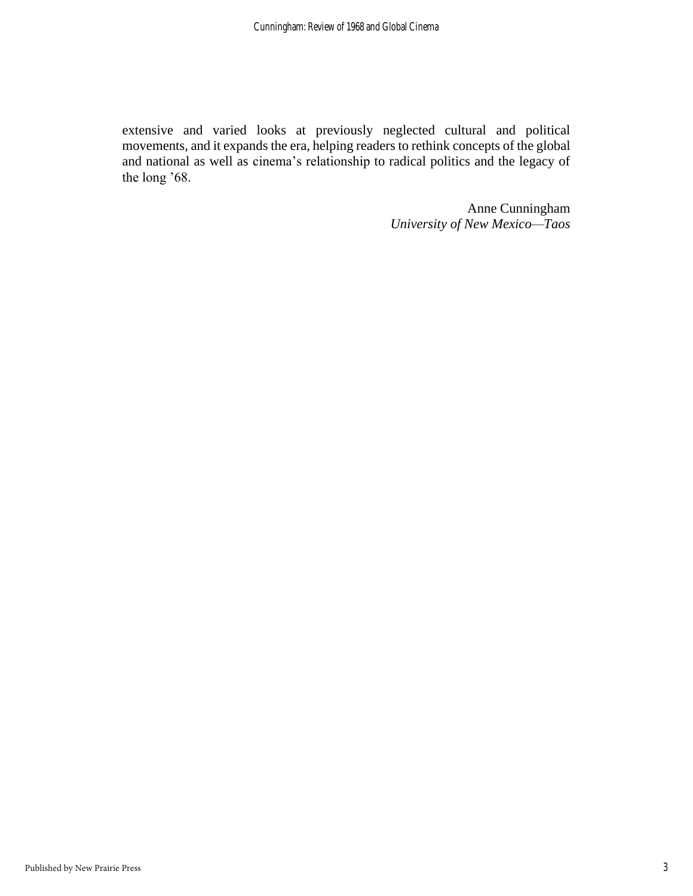extensive and varied looks at previously neglected cultural and political movements, and it expands the era, helping readers to rethink concepts of the global and national as well as cinema's relationship to radical politics and the legacy of the long '68.

Anne Cunningham
*University of New Mexico—Taos*